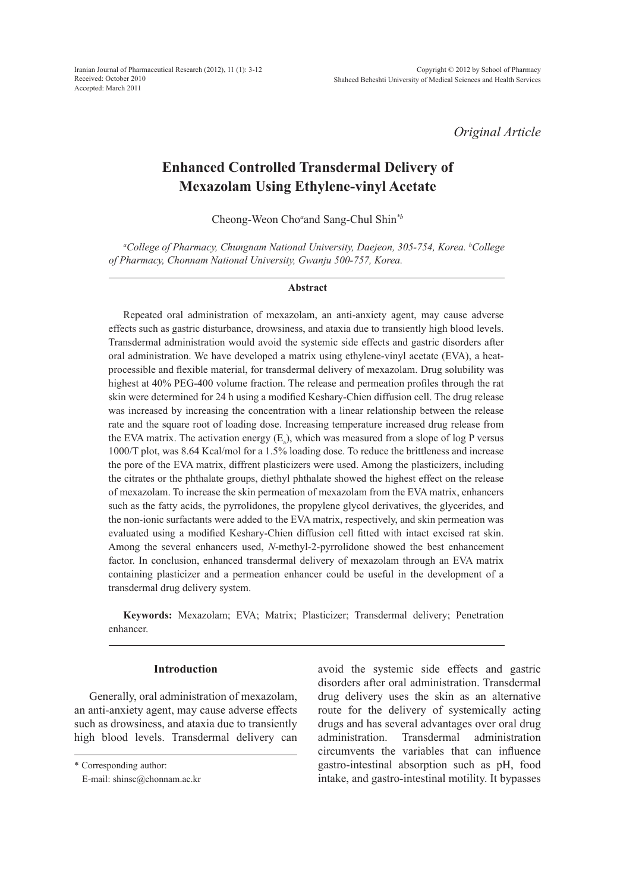*Original Article*

# Enhanced Controlled Transdermal Delivery of Mexazolam Using Ethylene-vinyl Acetate

Cheong-Weon Cho[a] and Sang-Chul Shin[*b]

[a]*College of Pharmacy, Chungnam National University, Daejeon, 305-754, Korea.* [b]*College of Pharmacy, Chonnam National University, Gwanju 500-757, Korea.*

### Abstract

Repeated oral administration of mexazolam, an anti-anxiety agent, may cause adverse effects such as gastric disturbance, drowsiness, and ataxia due to transiently high blood levels. Transdermal administration would avoid the systemic side effects and gastric disorders after oral administration. We have developed a matrix using ethylene-vinyl acetate (EVA), a heat-processible and flexible material, for transdermal delivery of mexazolam. Drug solubility was highest at 40% PEG-400 volume fraction. The release and permeation profiles through the rat skin were determined for 24 h using a modified Keshary-Chien diffusion cell. The drug release was increased by increasing the concentration with a linear relationship between the release rate and the square root of loading dose. Increasing temperature increased drug release from the EVA matrix. The activation energy ($E_a$), which was measured from a slope of log P versus 1000/T plot, was 8.64 Kcal/mol for a 1.5% loading dose. To reduce the brittleness and increase the pore of the EVA matrix, diffrent plasticizers were used. Among the plasticizers, including the citrates or the phthalate groups, diethyl phthalate showed the highest effect on the release of mexazolam. To increase the skin permeation of mexazolam from the EVA matrix, enhancers such as the fatty acids, the pyrrolidones, the propylene glycol derivatives, the glycerides, and the non-ionic surfactants were added to the EVA matrix, respectively, and skin permeation was evaluated using a modified Keshary-Chien diffusion cell fitted with intact excised rat skin. Among the several enhancers used, *N*-methyl-2-pyrrolidone showed the best enhancement factor. In conclusion, enhanced transdermal delivery of mexazolam through an EVA matrix containing plasticizer and a permeation enhancer could be useful in the development of a transdermal drug delivery system.

**Keywords:** Mexazolam; EVA; Matrix; Plasticizer; Transdermal delivery; Penetration enhancer.

## Introduction

Generally, oral administration of mexazolam, an anti-anxiety agent, may cause adverse effects such as drowsiness, and ataxia due to transiently high blood levels. Transdermal delivery can avoid the systemic side effects and gastric disorders after oral administration. Transdermal drug delivery uses the skin as an alternative route for the delivery of systemically acting drugs and has several advantages over oral drug administration. Transdermal administration circumvents the variables that can influence gastro-intestinal absorption such as pH, food intake, and gastro-intestinal motility. It bypasses

\* Corresponding author:
E-mail: shinsc@chonnam.ac.kr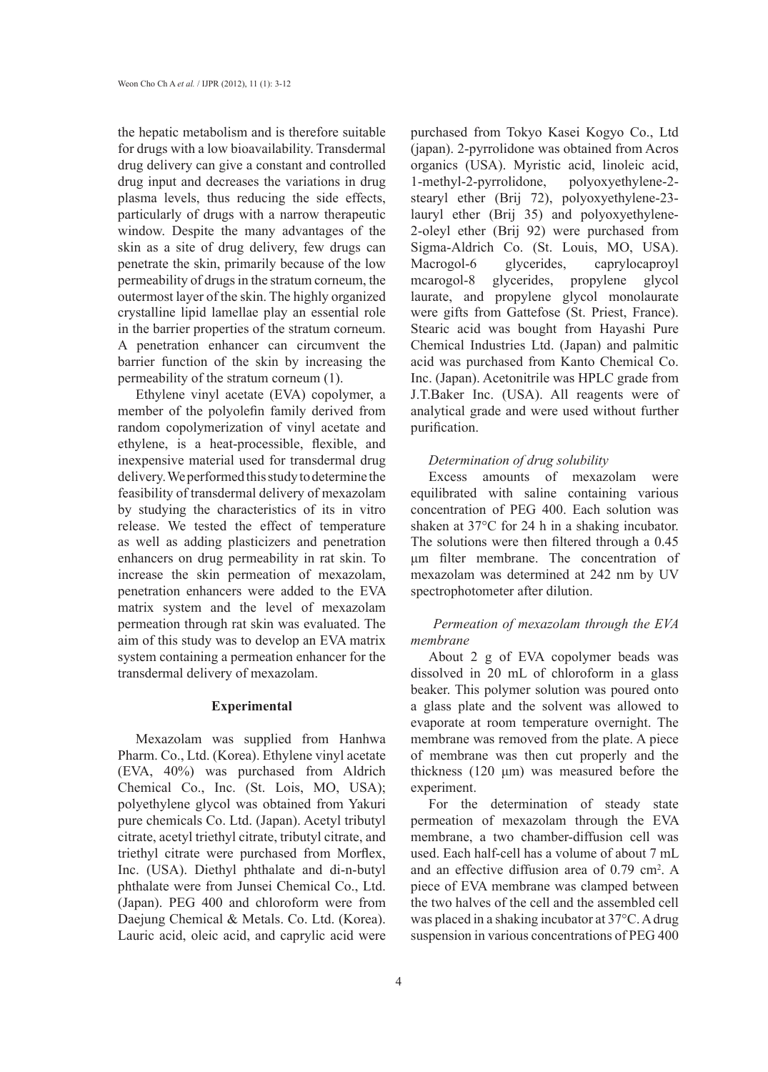the hepatic metabolism and is therefore suitable for drugs with a low bioavailability. Transdermal drug delivery can give a constant and controlled drug input and decreases the variations in drug plasma levels, thus reducing the side effects, particularly of drugs with a narrow therapeutic window. Despite the many advantages of the skin as a site of drug delivery, few drugs can penetrate the skin, primarily because of the low permeability of drugs in the stratum corneum, the outermost layer of the skin. The highly organized crystalline lipid lamellae play an essential role in the barrier properties of the stratum corneum. A penetration enhancer can circumvent the barrier function of the skin by increasing the permeability of the stratum corneum (1).

Ethylene vinyl acetate (EVA) copolymer, a member of the polyolefin family derived from random copolymerization of vinyl acetate and ethylene, is a heat-processible, flexible, and inexpensive material used for transdermal drug delivery. We performed this study to determine the feasibility of transdermal delivery of mexazolam by studying the characteristics of its in vitro release. We tested the effect of temperature as well as adding plasticizers and penetration enhancers on drug permeability in rat skin. To increase the skin permeation of mexazolam, penetration enhancers were added to the EVA matrix system and the level of mexazolam permeation through rat skin was evaluated. The aim of this study was to develop an EVA matrix system containing a permeation enhancer for the transdermal delivery of mexazolam.

## Experimental

Mexazolam was supplied from Hanhwa Pharm. Co., Ltd. (Korea). Ethylene vinyl acetate (EVA, 40%) was purchased from Aldrich Chemical Co., Inc. (St. Lois, MO, USA); polyethylene glycol was obtained from Yakuri pure chemicals Co. Ltd. (Japan). Acetyl tributyl citrate, acetyl triethyl citrate, tributyl citrate, and triethyl citrate were purchased from Morflex, Inc. (USA). Diethyl phthalate and di-n-butyl phthalate were from Junsei Chemical Co., Ltd. (Japan). PEG 400 and chloroform were from Daejung Chemical & Metals. Co. Ltd. (Korea). Lauric acid, oleic acid, and caprylic acid were purchased from Tokyo Kasei Kogyo Co., Ltd (japan). 2-pyrrolidone was obtained from Acros organics (USA). Myristic acid, linoleic acid, 1-methyl-2-pyrrolidone, polyoxyethylene-2-stearyl ether (Brij 72), polyoxyethylene-23-lauryl ether (Brij 35) and polyoxyethylene-2-oleyl ether (Brij 92) were purchased from Sigma-Aldrich Co. (St. Louis, MO, USA). Macrogol-6 glycerides, caprylocaproyl mcarogol-8 glycerides, propylene glycol laurate, and propylene glycol monolaurate were gifts from Gattefose (St. Priest, France). Stearic acid was bought from Hayashi Pure Chemical Industries Ltd. (Japan) and palmitic acid was purchased from Kanto Chemical Co. Inc. (Japan). Acetonitrile was HPLC grade from J.T.Baker Inc. (USA). All reagents were of analytical grade and were used without further purification.

### *Determination of drug solubility*

Excess amounts of mexazolam were equilibrated with saline containing various concentration of PEG 400. Each solution was shaken at 37°C for 24 h in a shaking incubator. The solutions were then filtered through a 0.45 μm filter membrane. The concentration of mexazolam was determined at 242 nm by UV spectrophotometer after dilution.

### *Permeation of mexazolam through the EVA membrane*

About 2 g of EVA copolymer beads was dissolved in 20 mL of chloroform in a glass beaker. This polymer solution was poured onto a glass plate and the solvent was allowed to evaporate at room temperature overnight. The membrane was removed from the plate. A piece of membrane was then cut properly and the thickness (120 μm) was measured before the experiment.

For the determination of steady state permeation of mexazolam through the EVA membrane, a two chamber-diffusion cell was used. Each half-cell has a volume of about 7 mL and an effective diffusion area of 0.79 $cm^2$. A piece of EVA membrane was clamped between the two halves of the cell and the assembled cell was placed in a shaking incubator at 37°C. A drug suspension in various concentrations of PEG 400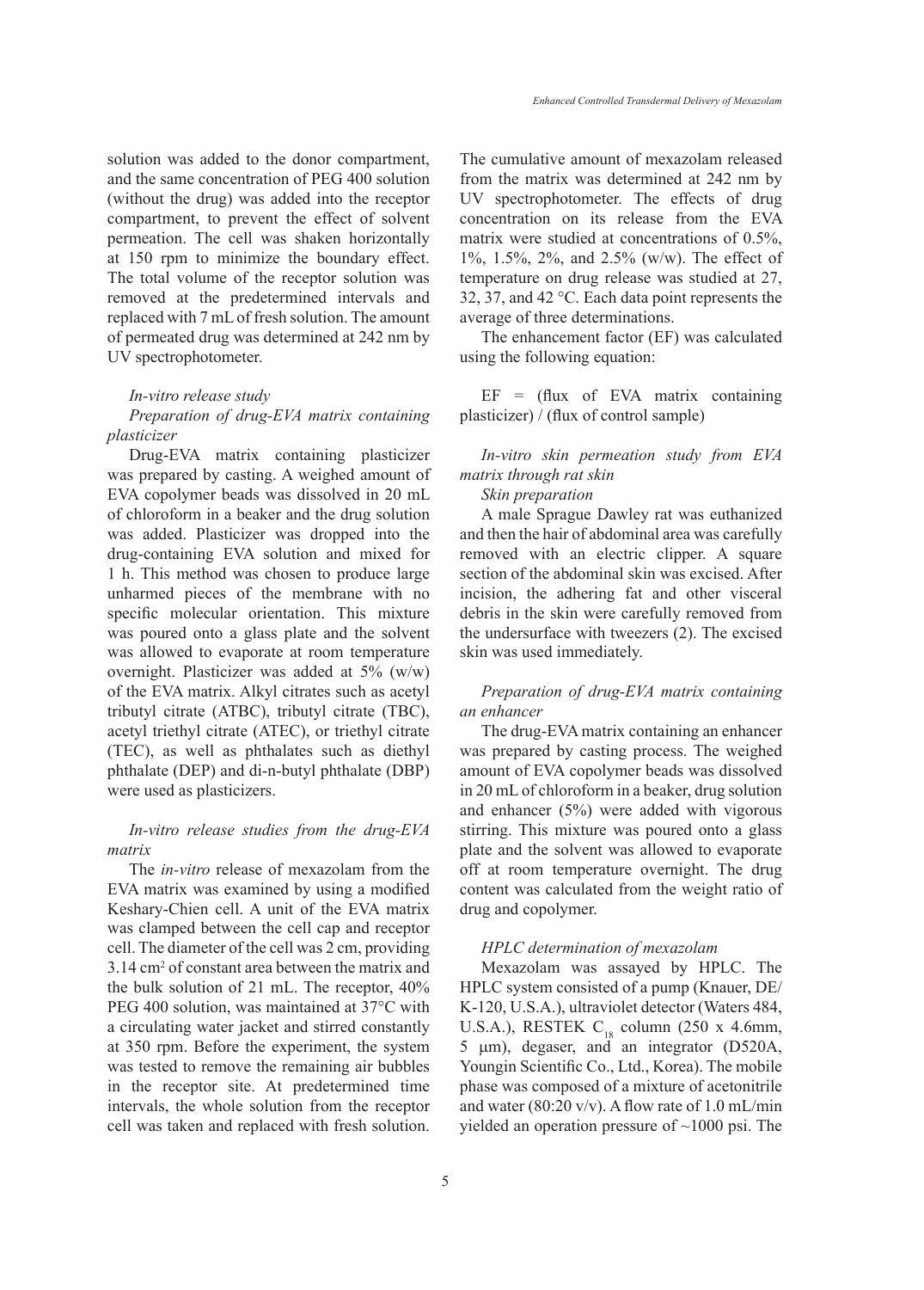solution was added to the donor compartment, and the same concentration of PEG 400 solution (without the drug) was added into the receptor compartment, to prevent the effect of solvent permeation. The cell was shaken horizontally at 150 rpm to minimize the boundary effect. The total volume of the receptor solution was removed at the predetermined intervals and replaced with 7 mL of fresh solution. The amount of permeated drug was determined at 242 nm by UV spectrophotometer.

*In-vitro release study*

*Preparation of drug-EVA matrix containing plasticizer*

Drug-EVA matrix containing plasticizer was prepared by casting. A weighed amount of EVA copolymer beads was dissolved in 20 mL of chloroform in a beaker and the drug solution was added. Plasticizer was dropped into the drug-containing EVA solution and mixed for 1 h. This method was chosen to produce large unharmed pieces of the membrane with no specific molecular orientation. This mixture was poured onto a glass plate and the solvent was allowed to evaporate at room temperature overnight. Plasticizer was added at 5% (w/w) of the EVA matrix. Alkyl citrates such as acetyl tributyl citrate (ATBC), tributyl citrate (TBC), acetyl triethyl citrate (ATEC), or triethyl citrate (TEC), as well as phthalates such as diethyl phthalate (DEP) and di-n-butyl phthalate (DBP) were used as plasticizers.

*In-vitro release studies from the drug-EVA matrix*

The *in-vitro* release of mexazolam from the EVA matrix was examined by using a modified Keshary-Chien cell. A unit of the EVA matrix was clamped between the cell cap and receptor cell. The diameter of the cell was 2 cm, providing 3.14 $cm^2$ of constant area between the matrix and the bulk solution of 21 mL. The receptor, 40% PEG 400 solution, was maintained at 37°C with a circulating water jacket and stirred constantly at 350 rpm. Before the experiment, the system was tested to remove the remaining air bubbles in the receptor site. At predetermined time intervals, the whole solution from the receptor cell was taken and replaced with fresh solution. The cumulative amount of mexazolam released from the matrix was determined at 242 nm by UV spectrophotometer. The effects of drug concentration on its release from the EVA matrix were studied at concentrations of 0.5%, 1%, 1.5%, 2%, and 2.5% (w/w). The effect of temperature on drug release was studied at 27, 32, 37, and 42 °C. Each data point represents the average of three determinations.

The enhancement factor (EF) was calculated using the following equation:

EF = (flux of EVA matrix containing plasticizer) / (flux of control sample)

*In-vitro skin permeation study from EVA matrix through rat skin*

*Skin preparation*

A male Sprague Dawley rat was euthanized and then the hair of abdominal area was carefully removed with an electric clipper. A square section of the abdominal skin was excised. After incision, the adhering fat and other visceral debris in the skin were carefully removed from the undersurface with tweezers (2). The excised skin was used immediately.

*Preparation of drug-EVA matrix containing an enhancer*

The drug-EVA matrix containing an enhancer was prepared by casting process. The weighed amount of EVA copolymer beads was dissolved in 20 mL of chloroform in a beaker, drug solution and enhancer (5%) were added with vigorous stirring. This mixture was poured onto a glass plate and the solvent was allowed to evaporate off at room temperature overnight. The drug content was calculated from the weight ratio of drug and copolymer.

*HPLC determination of mexazolam*

Mexazolam was assayed by HPLC. The HPLC system consisted of a pump (Knauer, DE/K-120, U.S.A.), ultraviolet detector (Waters 484, U.S.A.), RESTEK $C_{18}$ column (250 x 4.6mm, 5 µm), degaser, and an integrator (D520A, Youngin Scientific Co., Ltd., Korea). The mobile phase was composed of a mixture of acetonitrile and water (80:20 v/v). A flow rate of 1.0 mL/min yielded an operation pressure of ~1000 psi. The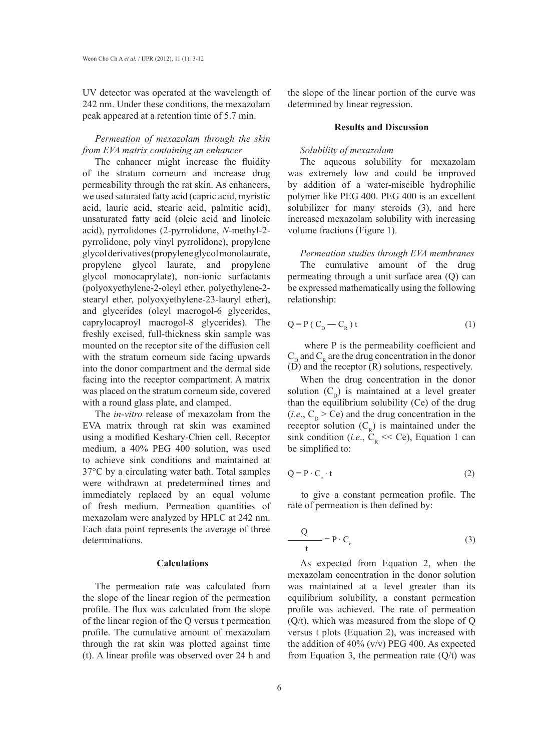UV detector was operated at the wavelength of 242 nm. Under these conditions, the mexazolam peak appeared at a retention time of 5.7 min.

*Permeation of mexazolam through the skin from EVA matrix containing an enhancer*

The enhancer might increase the fluidity of the stratum corneum and increase drug permeability through the rat skin. As enhancers, we used saturated fatty acid (capric acid, myristic acid, lauric acid, stearic acid, palmitic acid), unsaturated fatty acid (oleic acid and linoleic acid), pyrrolidones (2-pyrrolidone, *N*-methyl-2-pyrrolidone, poly vinyl pyrrolidone), propylene glycol derivatives (propylene glycol monolaurate, propylene glycol laurate, and propylene glycol monocaprylate), non-ionic surfactants (polyoxyethylene-2-oleyl ether, polyethylene-2-stearyl ether, polyoxyethylene-23-lauryl ether), and glycerides (oleyl macrogol-6 glycerides, caprylocaproyl macrogol-8 glycerides). The freshly excised, full-thickness skin sample was mounted on the receptor site of the diffusion cell with the stratum corneum side facing upwards into the donor compartment and the dermal side facing into the receptor compartment. A matrix was placed on the stratum corneum side, covered with a round glass plate, and clamped.

The *in-vitro* release of mexazolam from the EVA matrix through rat skin was examined using a modified Keshary-Chien cell. Receptor medium, a 40% PEG 400 solution, was used to achieve sink conditions and maintained at 37°C by a circulating water bath. Total samples were withdrawn at predetermined times and immediately replaced by an equal volume of fresh medium. Permeation quantities of mexazolam were analyzed by HPLC at 242 nm. Each data point represents the average of three determinations.

## Calculations

The permeation rate was calculated from the slope of the linear region of the permeation profile. The flux was calculated from the slope of the linear region of the Q versus t permeation profile. The cumulative amount of mexazolam through the rat skin was plotted against time (t). A linear profile was observed over 24 h and the slope of the linear portion of the curve was determined by linear regression.

## Results and Discussion

*Solubility of mexazolam*

The aqueous solubility for mexazolam was extremely low and could be improved by addition of a water-miscible hydrophilic polymer like PEG 400. PEG 400 is an excellent solubilizer for many steroids (3), and here increased mexazolam solubility with increasing volume fractions (Figure 1).

*Permeation studies through EVA membranes*

The cumulative amount of the drug permeating through a unit surface area (Q) can be expressed mathematically using the following relationship:

$$Q = P\,(C_D - C_R)\,t \tag{1}$$

where P is the permeability coefficient and $C_D$ and $C_R$ are the drug concentration in the donor (D) and the receptor (R) solutions, respectively.

When the drug concentration in the donor solution ($C_D$) is maintained at a level greater than the equilibrium solubility (Ce) of the drug (*i.e.*, $C_D > Ce$) and the drug concentration in the receptor solution ($C_R$) is maintained under the sink condition (*i.e.*, $C_R \ll Ce$), Equation 1 can be simplified to:

$$Q = P \cdot C_e \cdot t \tag{2}$$

to give a constant permeation profile. The rate of permeation is then defined by:

$$\frac{Q}{t} = P \cdot C_e \tag{3}$$

As expected from Equation 2, when the mexazolam concentration in the donor solution was maintained at a level greater than its equilibrium solubility, a constant permeation profile was achieved. The rate of permeation (Q/t), which was measured from the slope of Q versus t plots (Equation 2), was increased with the addition of 40% (v/v) PEG 400. As expected from Equation 3, the permeation rate (Q/t) was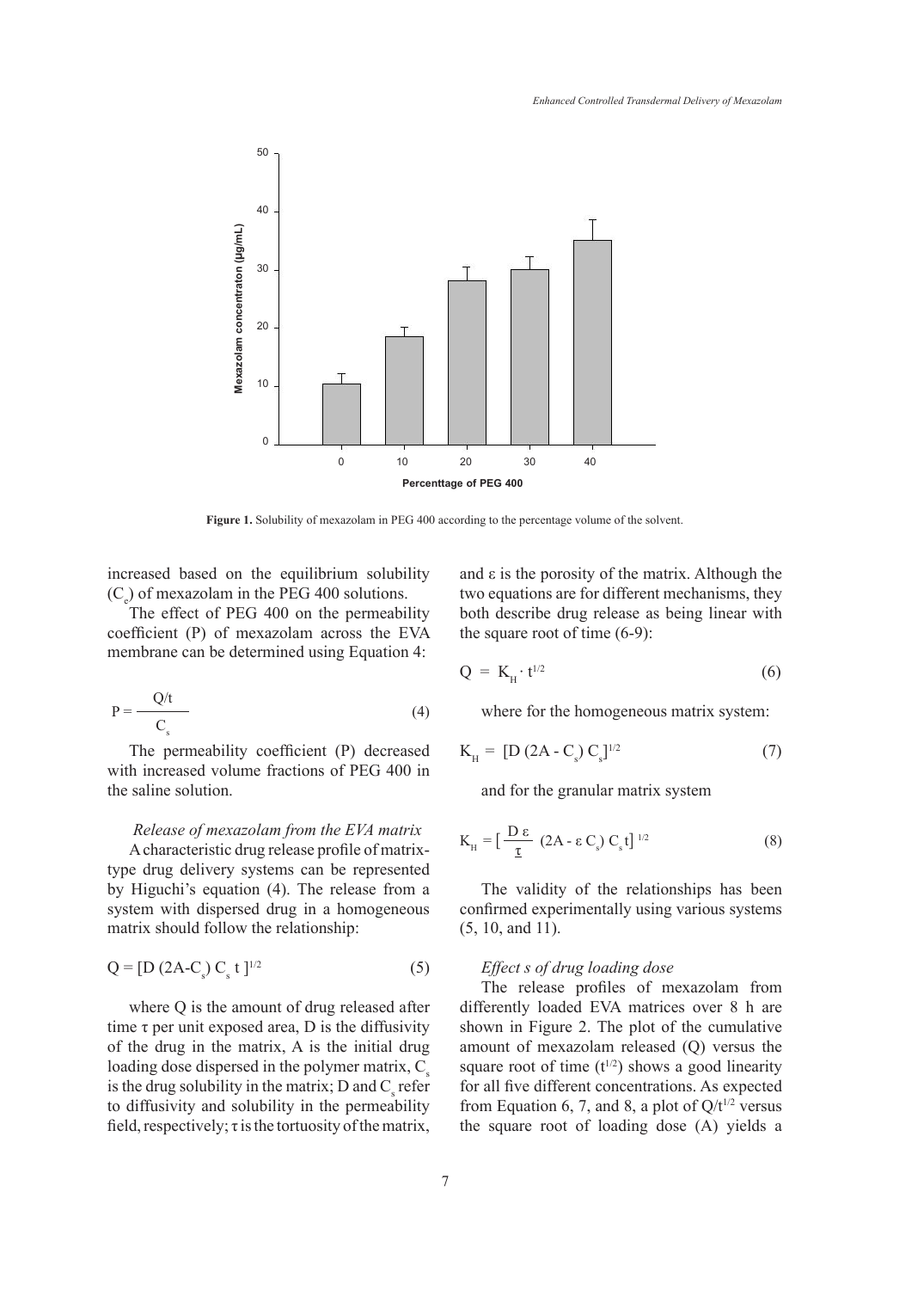Figure 1. Solubility of mexazolam in PEG 400 according to the percentage volume of the solvent.

increased based on the equilibrium solubility ($C_e$) of mexazolam in the PEG 400 solutions.

The effect of PEG 400 on the permeability coefficient (P) of mexazolam across the EVA membrane can be determined using Equation 4:

$$P = \frac{Q/t}{C_s} \tag{4}$$

The permeability coefficient (P) decreased with increased volume fractions of PEG 400 in the saline solution.

### *Release of mexazolam from the EVA matrix*

A characteristic drug release profile of matrix-type drug delivery systems can be represented by Higuchi's equation (4). The release from a system with dispersed drug in a homogeneous matrix should follow the relationship:

$$Q = [D\,(2A-C_s)\,C_s\,t\,]^{1/2} \tag{5}$$

where Q is the amount of drug released after time τ per unit exposed area, D is the diffusivity of the drug in the matrix, A is the initial drug loading dose dispersed in the polymer matrix, $C_s$ is the drug solubility in the matrix; D and $C_s$ refer to diffusivity and solubility in the permeability field, respectively; τ is the tortuosity of the matrix, and ε is the porosity of the matrix. Although the two equations are for different mechanisms, they both describe drug release as being linear with the square root of time (6-9):

$$Q = K_H \cdot t^{1/2} \tag{6}$$

where for the homogeneous matrix system:

$$K_H = [D\,(2A - C_s)\,C_s]^{1/2} \tag{7}$$

and for the granular matrix system

$$K_H = \left[\frac{D\,\varepsilon}{\tau}\,(2A - \varepsilon\,C_s)\,C_s\,t\right]^{1/2} \tag{8}$$

The validity of the relationships has been confirmed experimentally using various systems (5, 10, and 11).

### *Effect s of drug loading dose*

The release profiles of mexazolam from differently loaded EVA matrices over 8 h are shown in Figure 2. The plot of the cumulative amount of mexazolam released (Q) versus the square root of time ($t^{1/2}$) shows a good linearity for all five different concentrations. As expected from Equation 6, 7, and 8, a plot of $Q/t^{1/2}$ versus the square root of loading dose (A) yields a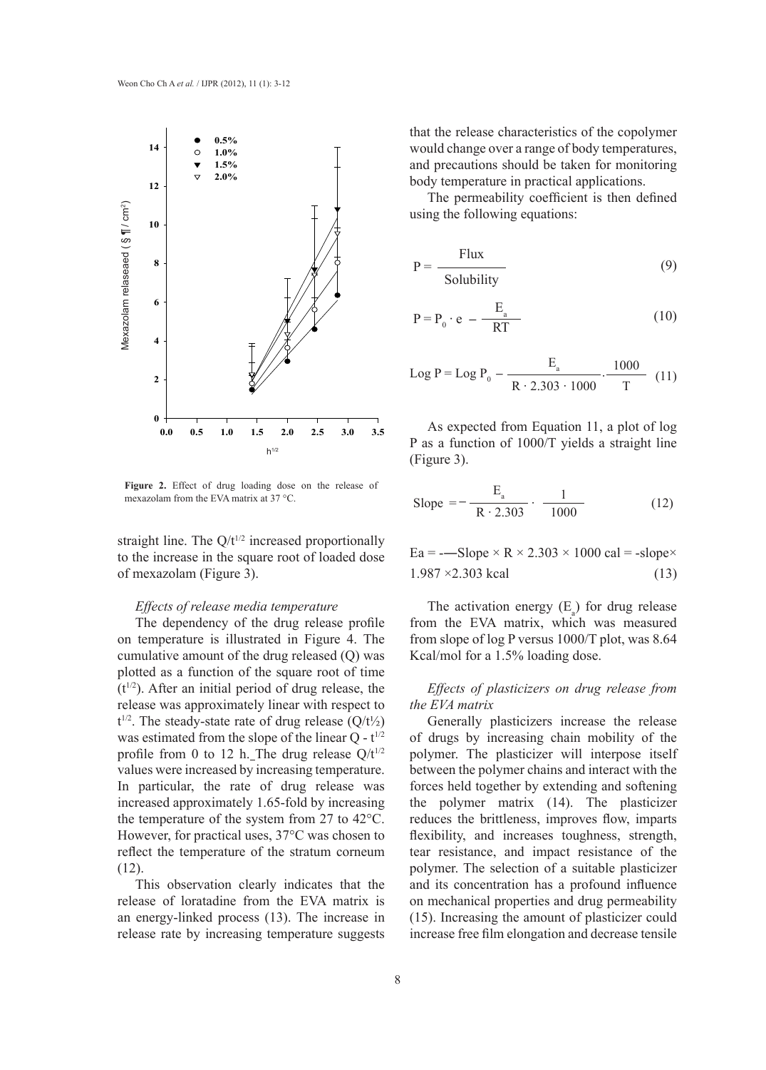**Figure 2.** Effect of drug loading dose on the release of mexazolam from the EVA matrix at 37 °C.

straight line. The $Q/t^{1/2}$ increased proportionally to the increase in the square root of loaded dose of mexazolam (Figure 3).

*Effects of release media temperature*

The dependency of the drug release profile on temperature is illustrated in Figure 4. The cumulative amount of the drug released (Q) was plotted as a function of the square root of time ($t^{1/2}$). After an initial period of drug release, the release was approximately linear with respect to $t^{1/2}$. The steady-state rate of drug release ($Q/t^{1/2}$) was estimated from the slope of the linear $Q$ - $t^{1/2}$ profile from 0 to 12 h. The drug release $Q/t^{1/2}$ values were increased by increasing temperature. In particular, the rate of drug release was increased approximately 1.65-fold by increasing the temperature of the system from 27 to 42°C. However, for practical uses, 37°C was chosen to reflect the temperature of the stratum corneum (12).

This observation clearly indicates that the release of loratadine from the EVA matrix is an energy-linked process (13). The increase in release rate by increasing temperature suggests that the release characteristics of the copolymer would change over a range of body temperatures, and precautions should be taken for monitoring body temperature in practical applications.

The permeability coefficient is then defined using the following equations:

$$P = \frac{\text{Flux}}{\text{Solubility}} \tag{9}$$

$$P = P_0 \cdot e^{-\frac{E_a}{RT}} \tag{10}$$

$$\text{Log P} = \text{Log } P_0 - \frac{E_a}{R \cdot 2.303 \cdot 1000} \cdot \frac{1000}{T} \tag{11}$$

As expected from Equation 11, a plot of log P as a function of 1000/T yields a straight line (Figure 3).

$$\text{Slope} = -\frac{E_a}{R \cdot 2.303} \cdot \frac{1}{1000} \tag{12}$$

$$E_a = -\text{Slope} \times R \times 2.303 \times 1000 \text{ cal} = -\text{slope} \times 1.987 \times 2.303 \text{ kcal} \tag{13}$$

The activation energy ($E_a$) for drug release from the EVA matrix, which was measured from slope of log P versus 1000/T plot, was 8.64 Kcal/mol for a 1.5% loading dose.

*Effects of plasticizers on drug release from the EVA matrix*

Generally plasticizers increase the release of drugs by increasing chain mobility of the polymer. The plasticizer will interpose itself between the polymer chains and interact with the forces held together by extending and softening the polymer matrix (14). The plasticizer reduces the brittleness, improves flow, imparts flexibility, and increases toughness, strength, tear resistance, and impact resistance of the polymer. The selection of a suitable plasticizer and its concentration has a profound influence on mechanical properties and drug permeability (15). Increasing the amount of plasticizer could increase free film elongation and decrease tensile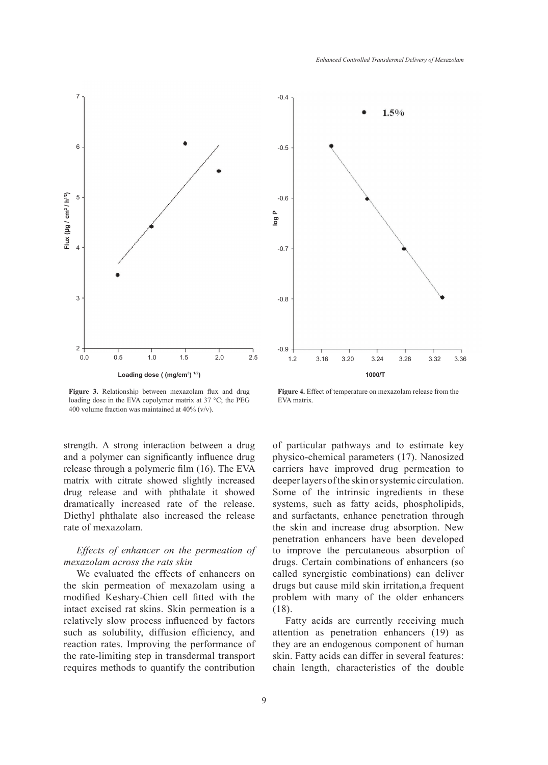Figure 3. Relationship between mexazolam flux and drug loading dose in the EVA copolymer matrix at 37 °C; the PEG 400 volume fraction was maintained at 40% (v/v).

Figure 4. Effect of temperature on mexazolam release from the EVA matrix.

strength. A strong interaction between a drug and a polymer can significantly influence drug release through a polymeric film (16). The EVA matrix with citrate showed slightly increased drug release and with phthalate it showed dramatically increased rate of the release. Diethyl phthalate also increased the release rate of mexazolam.

*Effects of enhancer on the permeation of mexazolam across the rats skin*

We evaluated the effects of enhancers on the skin permeation of mexazolam using a modified Keshary-Chien cell fitted with the intact excised rat skins. Skin permeation is a relatively slow process influenced by factors such as solubility, diffusion efficiency, and reaction rates. Improving the performance of the rate-limiting step in transdermal transport requires methods to quantify the contribution of particular pathways and to estimate key physico-chemical parameters (17). Nanosized carriers have improved drug permeation to deeper layers of the skin or systemic circulation. Some of the intrinsic ingredients in these systems, such as fatty acids, phospholipids, and surfactants, enhance penetration through the skin and increase drug absorption. New penetration enhancers have been developed to improve the percutaneous absorption of drugs. Certain combinations of enhancers (so called synergistic combinations) can deliver drugs but cause mild skin irritation,a frequent problem with many of the older enhancers (18).

Fatty acids are currently receiving much attention as penetration enhancers (19) as they are an endogenous component of human skin. Fatty acids can differ in several features: chain length, characteristics of the double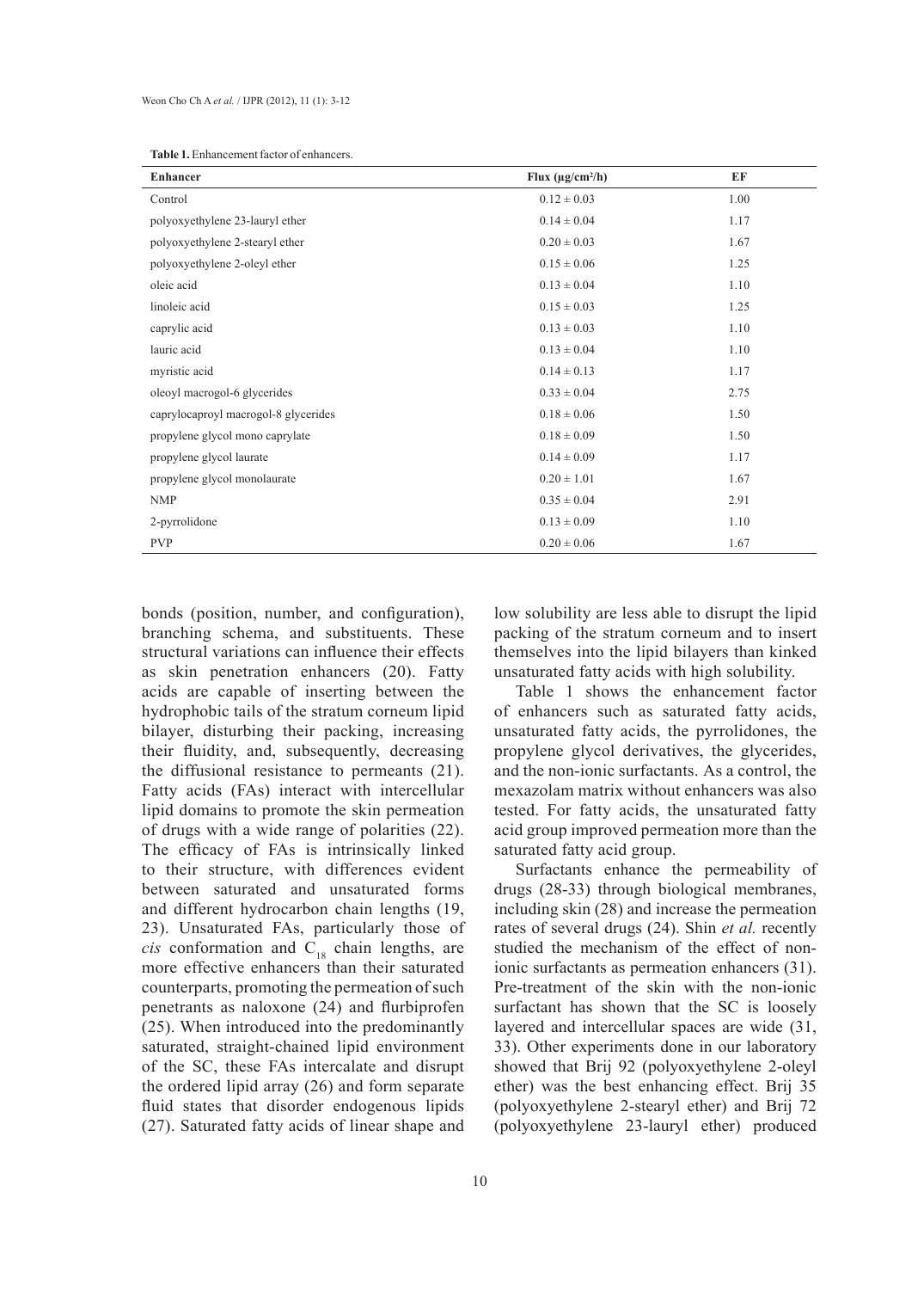**Table 1.** Enhancement factor of enhancers.

| Enhancer | Flux (µg/cm²/h) | EF |
|---|---|---|
| Control | 0.12 ± 0.03 | 1.00 |
| polyoxyethylene 23-lauryl ether | 0.14 ± 0.04 | 1.17 |
| polyoxyethylene 2-stearyl ether | 0.20 ± 0.03 | 1.67 |
| polyoxyethylene 2-oleyl ether | 0.15 ± 0.06 | 1.25 |
| oleic acid | 0.13 ± 0.04 | 1.10 |
| linoleic acid | 0.15 ± 0.03 | 1.25 |
| caprylic acid | 0.13 ± 0.03 | 1.10 |
| lauric acid | 0.13 ± 0.04 | 1.10 |
| myristic acid | 0.14 ± 0.13 | 1.17 |
| oleoyl macrogol-6 glycerides | 0.33 ± 0.04 | 2.75 |
| caprylocaproyl macrogol-8 glycerides | 0.18 ± 0.06 | 1.50 |
| propylene glycol mono caprylate | 0.18 ± 0.09 | 1.50 |
| propylene glycol laurate | 0.14 ± 0.09 | 1.17 |
| propylene glycol monolaurate | 0.20 ± 1.01 | 1.67 |
| NMP | 0.35 ± 0.04 | 2.91 |
| 2-pyrrolidone | 0.13 ± 0.09 | 1.10 |
| PVP | 0.20 ± 0.06 | 1.67 |

bonds (position, number, and configuration), branching schema, and substituents. These structural variations can influence their effects as skin penetration enhancers (20). Fatty acids are capable of inserting between the hydrophobic tails of the stratum corneum lipid bilayer, disturbing their packing, increasing their fluidity, and, subsequently, decreasing the diffusional resistance to permeants (21). Fatty acids (FAs) interact with intercellular lipid domains to promote the skin permeation of drugs with a wide range of polarities (22). The efficacy of FAs is intrinsically linked to their structure, with differences evident between saturated and unsaturated forms and different hydrocarbon chain lengths (19, 23). Unsaturated FAs, particularly those of *cis* conformation and $C_{18}$ chain lengths, are more effective enhancers than their saturated counterparts, promoting the permeation of such penetrants as naloxone (24) and flurbiprofen (25). When introduced into the predominantly saturated, straight-chained lipid environment of the SC, these FAs intercalate and disrupt the ordered lipid array (26) and form separate fluid states that disorder endogenous lipids (27). Saturated fatty acids of linear shape and low solubility are less able to disrupt the lipid packing of the stratum corneum and to insert themselves into the lipid bilayers than kinked unsaturated fatty acids with high solubility.

Table 1 shows the enhancement factor of enhancers such as saturated fatty acids, unsaturated fatty acids, the pyrrolidones, the propylene glycol derivatives, the glycerides, and the non-ionic surfactants. As a control, the mexazolam matrix without enhancers was also tested. For fatty acids, the unsaturated fatty acid group improved permeation more than the saturated fatty acid group.

Surfactants enhance the permeability of drugs (28-33) through biological membranes, including skin (28) and increase the permeation rates of several drugs (24). Shin *et al.* recently studied the mechanism of the effect of non-ionic surfactants as permeation enhancers (31). Pre-treatment of the skin with the non-ionic surfactant has shown that the SC is loosely layered and intercellular spaces are wide (31, 33). Other experiments done in our laboratory showed that Brij 92 (polyoxyethylene 2-oleyl ether) was the best enhancing effect. Brij 35 (polyoxyethylene 2-stearyl ether) and Brij 72 (polyoxyethylene 23-lauryl ether) produced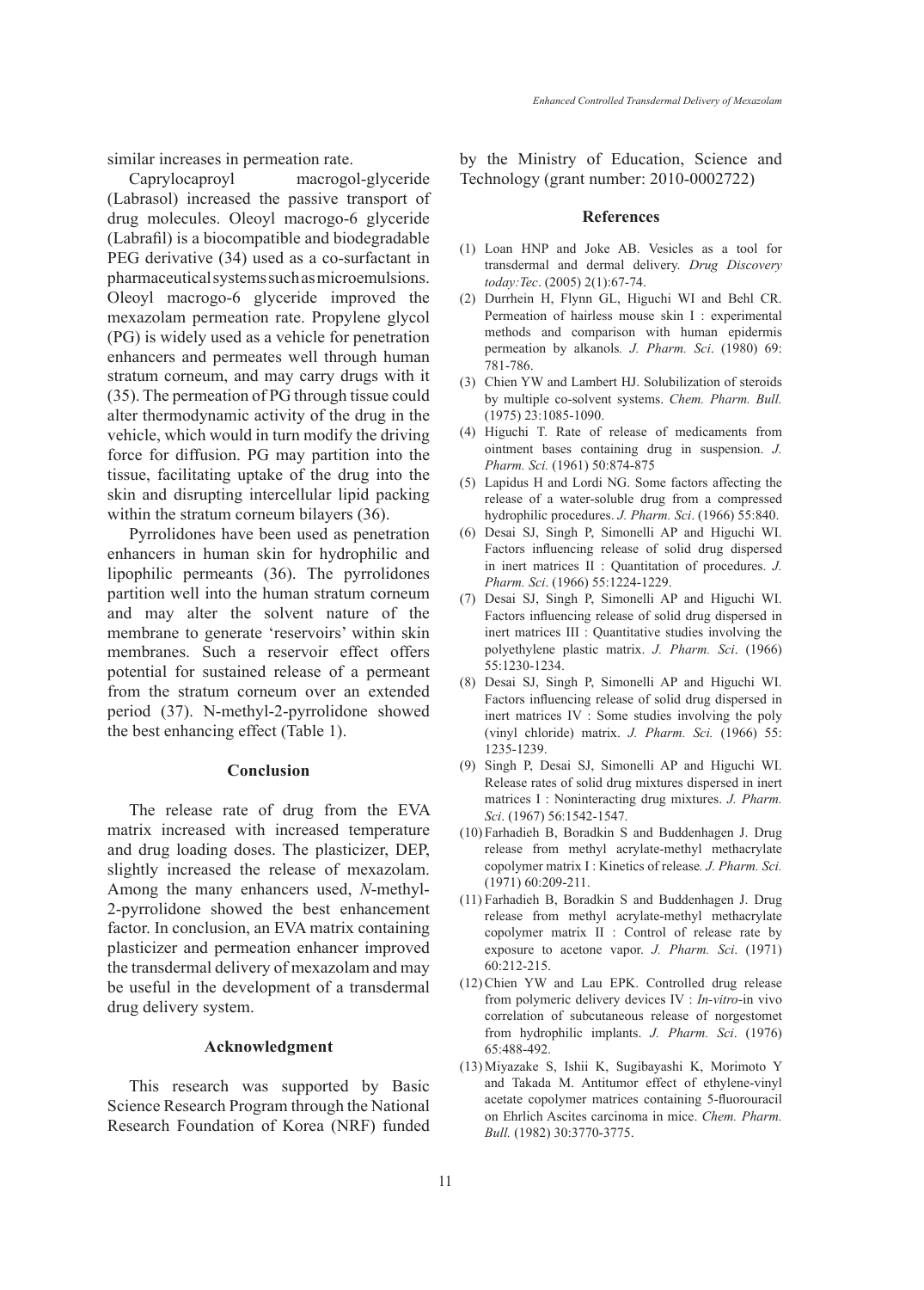similar increases in permeation rate.

Caprylocaproyl macrogol-glyceride (Labrasol) increased the passive transport of drug molecules. Oleoyl macrogo-6 glyceride (Labrafil) is a biocompatible and biodegradable PEG derivative (34) used as a co-surfactant in pharmaceutical systems such as microemulsions. Oleoyl macrogo-6 glyceride improved the mexazolam permeation rate. Propylene glycol (PG) is widely used as a vehicle for penetration enhancers and permeates well through human stratum corneum, and may carry drugs with it (35). The permeation of PG through tissue could alter thermodynamic activity of the drug in the vehicle, which would in turn modify the driving force for diffusion. PG may partition into the tissue, facilitating uptake of the drug into the skin and disrupting intercellular lipid packing within the stratum corneum bilayers (36).

Pyrrolidones have been used as penetration enhancers in human skin for hydrophilic and lipophilic permeants (36). The pyrrolidones partition well into the human stratum corneum and may alter the solvent nature of the membrane to generate 'reservoirs' within skin membranes. Such a reservoir effect offers potential for sustained release of a permeant from the stratum corneum over an extended period (37). N-methyl-2-pyrrolidone showed the best enhancing effect (Table 1).

## Conclusion

The release rate of drug from the EVA matrix increased with increased temperature and drug loading doses. The plasticizer, DEP, slightly increased the release of mexazolam. Among the many enhancers used, *N*-methyl-2-pyrrolidone showed the best enhancement factor. In conclusion, an EVA matrix containing plasticizer and permeation enhancer improved the transdermal delivery of mexazolam and may be useful in the development of a transdermal drug delivery system.

## Acknowledgment

This research was supported by Basic Science Research Program through the National Research Foundation of Korea (NRF) funded by the Ministry of Education, Science and Technology (grant number: 2010-0002722)

## References

(1) Loan HNP and Joke AB. Vesicles as a tool for transdermal and dermal delivery. *Drug Discovery today:Tec*. (2005) 2(1):67-74.

(2) Durrhein H, Flynn GL, Higuchi WI and Behl CR. Permeation of hairless mouse skin I : experimental methods and comparison with human epidermis permeation by alkanols*. J. Pharm. Sci*. (1980) 69: 781-786.

(3) Chien YW and Lambert HJ. Solubilization of steroids by multiple co-solvent systems. *Chem. Pharm. Bull.* (1975) 23:1085-1090.

(4) Higuchi T. Rate of release of medicaments from ointment bases containing drug in suspension. *J. Pharm. Sci.* (1961) 50:874-875

(5) Lapidus H and Lordi NG. Some factors affecting the release of a water-soluble drug from a compressed hydrophilic procedures. *J. Pharm. Sci*. (1966) 55:840.

(6) Desai SJ, Singh P, Simonelli AP and Higuchi WI. Factors influencing release of solid drug dispersed in inert matrices II : Quantitation of procedures. *J. Pharm. Sci*. (1966) 55:1224-1229.

(7) Desai SJ, Singh P, Simonelli AP and Higuchi WI. Factors influencing release of solid drug dispersed in inert matrices III : Quantitative studies involving the polyethylene plastic matrix. *J. Pharm. Sci*. (1966) 55:1230-1234.

(8) Desai SJ, Singh P, Simonelli AP and Higuchi WI. Factors influencing release of solid drug dispersed in inert matrices IV : Some studies involving the poly (vinyl chloride) matrix. *J. Pharm. Sci.* (1966) 55: 1235-1239.

(9) Singh P, Desai SJ, Simonelli AP and Higuchi WI. Release rates of solid drug mixtures dispersed in inert matrices I : Noninteracting drug mixtures. *J. Pharm. Sci*. (1967) 56:1542-1547.

(10) Farhadieh B, Boradkin S and Buddenhagen J. Drug release from methyl acrylate-methyl methacrylate copolymer matrix I : Kinetics of release*. J. Pharm. Sci.* (1971) 60:209-211.

(11) Farhadieh B, Boradkin S and Buddenhagen J. Drug release from methyl acrylate-methyl methacrylate copolymer matrix II : Control of release rate by exposure to acetone vapor. *J. Pharm. Sci*. (1971) 60:212-215.

(12) Chien YW and Lau EPK. Controlled drug release from polymeric delivery devices IV : *In-vitro*-in vivo correlation of subcutaneous release of norgestomet from hydrophilic implants. *J. Pharm. Sci*. (1976) 65:488-492.

(13) Miyazake S, Ishii K, Sugibayashi K, Morimoto Y and Takada M. Antitumor effect of ethylene-vinyl acetate copolymer matrices containing 5-fluorouracil on Ehrlich Ascites carcinoma in mice. *Chem. Pharm. Bull.* (1982) 30:3770-3775.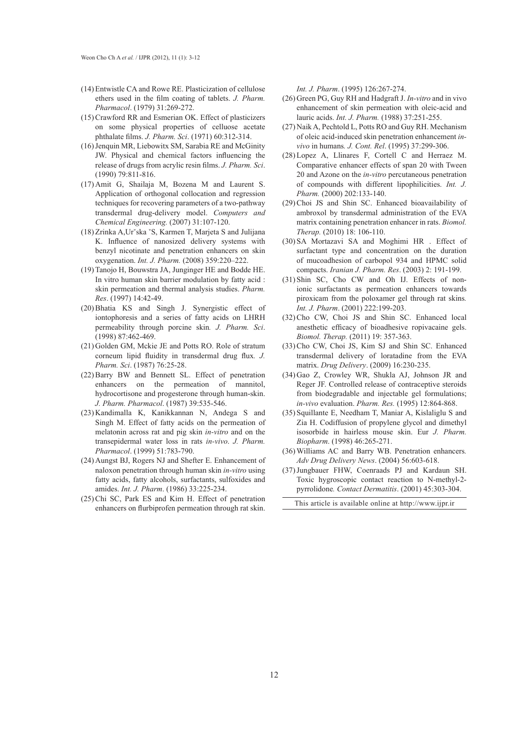(14) Entwistle CA and Rowe RE. Plasticization of cellulose ethers used in the film coating of tablets. *J. Pharm. Pharmacol*. (1979) 31:269-272.

(15) Crawford RR and Esmerian OK. Effect of plasticizers on some physical properties of celluose acetate phthalate films. *J. Pharm. Sci*. (1971) 60:312-314.

(16) Jenquin MR, Liebowitx SM, Sarabia RE and McGinity JW. Physical and chemical factors influencing the release of drugs from acrylic resin films. *J. Pharm. Sci*. (1990) 79:811-816.

(17) Amit G, Shailaja M, Bozena M and Laurent S. Application of orthogonal collocation and regression techniques for recovering parameters of a two-pathway transdermal drug-delivery model. *Computers and Chemical Engineering.* (2007) 31:107-120.

(18) Zrinka A,Urˇska ˇS, Karmen T, Marjeta S and Julijana K. Influence of nanosized delivery systems with benzyl nicotinate and penetration enhancers on skin oxygenation. *Int. J. Pharm.* (2008) 359:220–222.

(19) Tanojo H, Bouwstra JA, Junginger HE and Bodde HE. In vitro human skin barrier modulation by fatty acid : skin permeation and thermal analysis studies. *Pharm. Res*. (1997) 14:42-49.

(20) Bhatia KS and Singh J. Synergistic effect of iontophoresis and a series of fatty acids on LHRH permeability through porcine skin*. J. Pharm. Sci*. (1998) 87:462-469.

(21) Golden GM, Mckie JE and Potts RO. Role of stratum corneum lipid fluidity in transdermal drug flux*. J. Pharm. Sci*. (1987) 76:25-28.

(22) Barry BW and Bennett SL. Effect of penetration enhancers on the permeation of mannitol, hydrocortisone and progesterone through human-skin. *J. Pharm. Pharmacol*. (1987) 39:535-546.

(23) Kandimalla K, Kanikkannan N, Andega S and Singh M. Effect of fatty acids on the permeation of melatonin across rat and pig skin *in-vitro* and on the transepidermal water loss in rats *in-vivo*. *J. Pharm. Pharmacol*. (1999) 51:783-790.

(24) Aungst BJ, Rogers NJ and Shefter E. Enhancement of naloxon penetration through human skin *in-vitro* using fatty acids, fatty alcohols, surfactants, sulfoxides and amides. *Int. J. Pharm*. (1986) 33:225-234.

(25) Chi SC, Park ES and Kim H. Effect of penetration enhancers on flurbiprofen permeation through rat skin. *Int. J. Pharm*. (1995) 126:267-274.

(26) Green PG, Guy RH and Hadgraft J. *In-vitro* and in vivo enhancement of skin permeation with oleic-acid and lauric acids. *Int. J. Pharm.* (1988) 37:251-255.

(27) Naik A, Pechtold L, Potts RO and Guy RH. Mechanism of oleic acid-induced skin penetration enhancement *in-vivo* in humans*. J. Cont. Rel*. (1995) 37:299-306.

(28) Lopez A, Llinares F, Cortell C and Herraez M. Comparative enhancer effects of span 20 with Tween 20 and Azone on the *in-vitro* percutaneous penetration of compounds with different lipophilicities*. Int. J. Pharm.* (2000) 202:133-140.

(29) Choi JS and Shin SC. Enhanced bioavailability of ambroxol by transdermal administration of the EVA matrix containing penetration enhancer in rats. *Biomol. Therap.* (2010) 18: 106-110.

(30) SA Mortazavi SA and Moghimi HR . Effect of surfactant type and concentration on the duration of mucoadhesion of carbopol 934 and HPMC solid compacts. *Iranian J. Pharm. Res*. (2003) 2: 191-199.

(31) Shin SC, Cho CW and Oh IJ. Effects of non-ionic surfactants as permeation enhancers towards piroxicam from the poloxamer gel through rat skins*. Int. J. Pharm*. (2001) 222:199-203.

(32) Cho CW, Choi JS and Shin SC. Enhanced local anesthetic efficacy of bioadhesive ropivacaine gels. *Biomol. Therap.* (2011) 19: 357-363.

(33) Cho CW, Choi JS, Kim SJ and Shin SC. Enhanced transdermal delivery of loratadine from the EVA matrix. *Drug Delivery*. (2009) 16:230-235.

(34) Gao Z, Crowley WR, Shukla AJ, Johnson JR and Reger JF. Controlled release of contraceptive steroids from biodegradable and injectable gel formulations; *in-vivo* evaluation. *Pharm. Res.* (1995) 12:864-868.

(35) Squillante E, Needham T, Maniar A, Kislaliglu S and Zia H. Codiffusion of propylene glycol and dimethyl isosorbide in hairless mouse skin. Eur *J. Pharm. Biopharm*. (1998) 46:265-271.

(36) Williams AC and Barry WB. Penetration enhancers*. Adv Drug Delivery News*. (2004) 56:603-618.

(37) Jungbauer FHW, Coenraads PJ and Kardaun SH. Toxic hygroscopic contact reaction to N-methyl-2-pyrrolidone*. Contact Dermatitis*. (2001) 45:303-304.

This article is available online at http://www.ijpr.ir